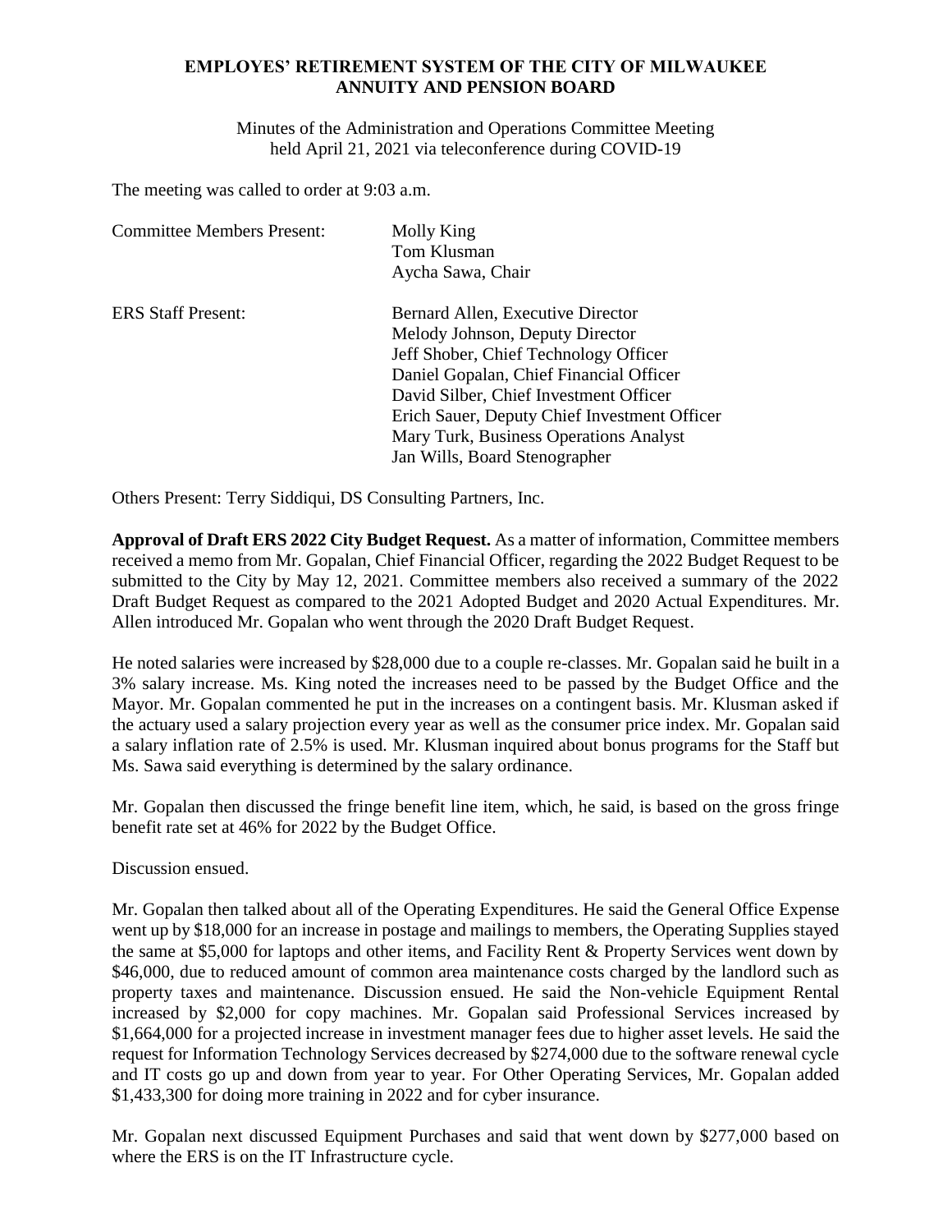**EMPLOYES' RETIREMENT SYSTEM OF THE CITY OF MILWAUKEE**
**ANNUITY AND PENSION BOARD**

Minutes of the Administration and Operations Committee Meeting
held April 21, 2021 via teleconference during COVID-19

The meeting was called to order at 9:03 a.m.

| | |
|---|---|
| Committee Members Present: | Molly King<br>Tom Klusman<br>Aycha Sawa, Chair |
| ERS Staff Present: | Bernard Allen, Executive Director<br>Melody Johnson, Deputy Director<br>Jeff Shober, Chief Technology Officer<br>Daniel Gopalan, Chief Financial Officer<br>David Silber, Chief Investment Officer<br>Erich Sauer, Deputy Chief Investment Officer<br>Mary Turk, Business Operations Analyst<br>Jan Wills, Board Stenographer |

Others Present: Terry Siddiqui, DS Consulting Partners, Inc.

**Approval of Draft ERS 2022 City Budget Request.** As a matter of information, Committee members received a memo from Mr. Gopalan, Chief Financial Officer, regarding the 2022 Budget Request to be submitted to the City by May 12, 2021. Committee members also received a summary of the 2022 Draft Budget Request as compared to the 2021 Adopted Budget and 2020 Actual Expenditures. Mr. Allen introduced Mr. Gopalan who went through the 2020 Draft Budget Request.

He noted salaries were increased by $28,000 due to a couple re-classes. Mr. Gopalan said he built in a 3% salary increase. Ms. King noted the increases need to be passed by the Budget Office and the Mayor. Mr. Gopalan commented he put in the increases on a contingent basis. Mr. Klusman asked if the actuary used a salary projection every year as well as the consumer price index. Mr. Gopalan said a salary inflation rate of 2.5% is used. Mr. Klusman inquired about bonus programs for the Staff but Ms. Sawa said everything is determined by the salary ordinance.

Mr. Gopalan then discussed the fringe benefit line item, which, he said, is based on the gross fringe benefit rate set at 46% for 2022 by the Budget Office.

Discussion ensued.

Mr. Gopalan then talked about all of the Operating Expenditures. He said the General Office Expense went up by $18,000 for an increase in postage and mailings to members, the Operating Supplies stayed the same at $5,000 for laptops and other items, and Facility Rent & Property Services went down by $46,000, due to reduced amount of common area maintenance costs charged by the landlord such as property taxes and maintenance. Discussion ensued. He said the Non-vehicle Equipment Rental increased by $2,000 for copy machines. Mr. Gopalan said Professional Services increased by $1,664,000 for a projected increase in investment manager fees due to higher asset levels. He said the request for Information Technology Services decreased by $274,000 due to the software renewal cycle and IT costs go up and down from year to year. For Other Operating Services, Mr. Gopalan added $1,433,300 for doing more training in 2022 and for cyber insurance.

Mr. Gopalan next discussed Equipment Purchases and said that went down by $277,000 based on where the ERS is on the IT Infrastructure cycle.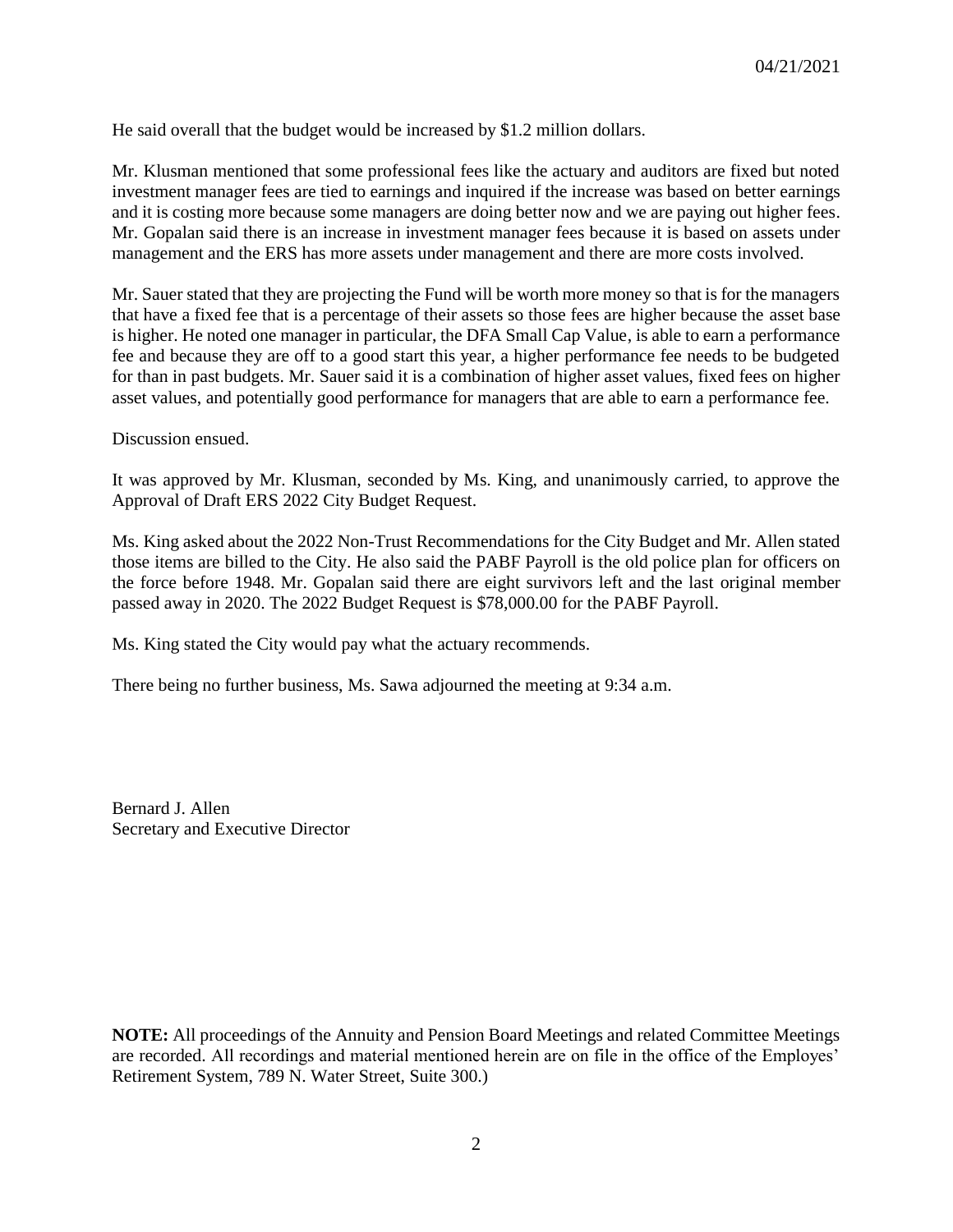He said overall that the budget would be increased by $1.2 million dollars.

Mr. Klusman mentioned that some professional fees like the actuary and auditors are fixed but noted investment manager fees are tied to earnings and inquired if the increase was based on better earnings and it is costing more because some managers are doing better now and we are paying out higher fees. Mr. Gopalan said there is an increase in investment manager fees because it is based on assets under management and the ERS has more assets under management and there are more costs involved.

Mr. Sauer stated that they are projecting the Fund will be worth more money so that is for the managers that have a fixed fee that is a percentage of their assets so those fees are higher because the asset base is higher. He noted one manager in particular, the DFA Small Cap Value, is able to earn a performance fee and because they are off to a good start this year, a higher performance fee needs to be budgeted for than in past budgets. Mr. Sauer said it is a combination of higher asset values, fixed fees on higher asset values, and potentially good performance for managers that are able to earn a performance fee.

Discussion ensued.

It was approved by Mr. Klusman, seconded by Ms. King, and unanimously carried, to approve the Approval of Draft ERS 2022 City Budget Request.

Ms. King asked about the 2022 Non-Trust Recommendations for the City Budget and Mr. Allen stated those items are billed to the City. He also said the PABF Payroll is the old police plan for officers on the force before 1948. Mr. Gopalan said there are eight survivors left and the last original member passed away in 2020. The 2022 Budget Request is $78,000.00 for the PABF Payroll.

Ms. King stated the City would pay what the actuary recommends.

There being no further business, Ms. Sawa adjourned the meeting at 9:34 a.m.

Bernard J. Allen
Secretary and Executive Director

**NOTE:** All proceedings of the Annuity and Pension Board Meetings and related Committee Meetings are recorded. All recordings and material mentioned herein are on file in the office of the Employes' Retirement System, 789 N. Water Street, Suite 300.)